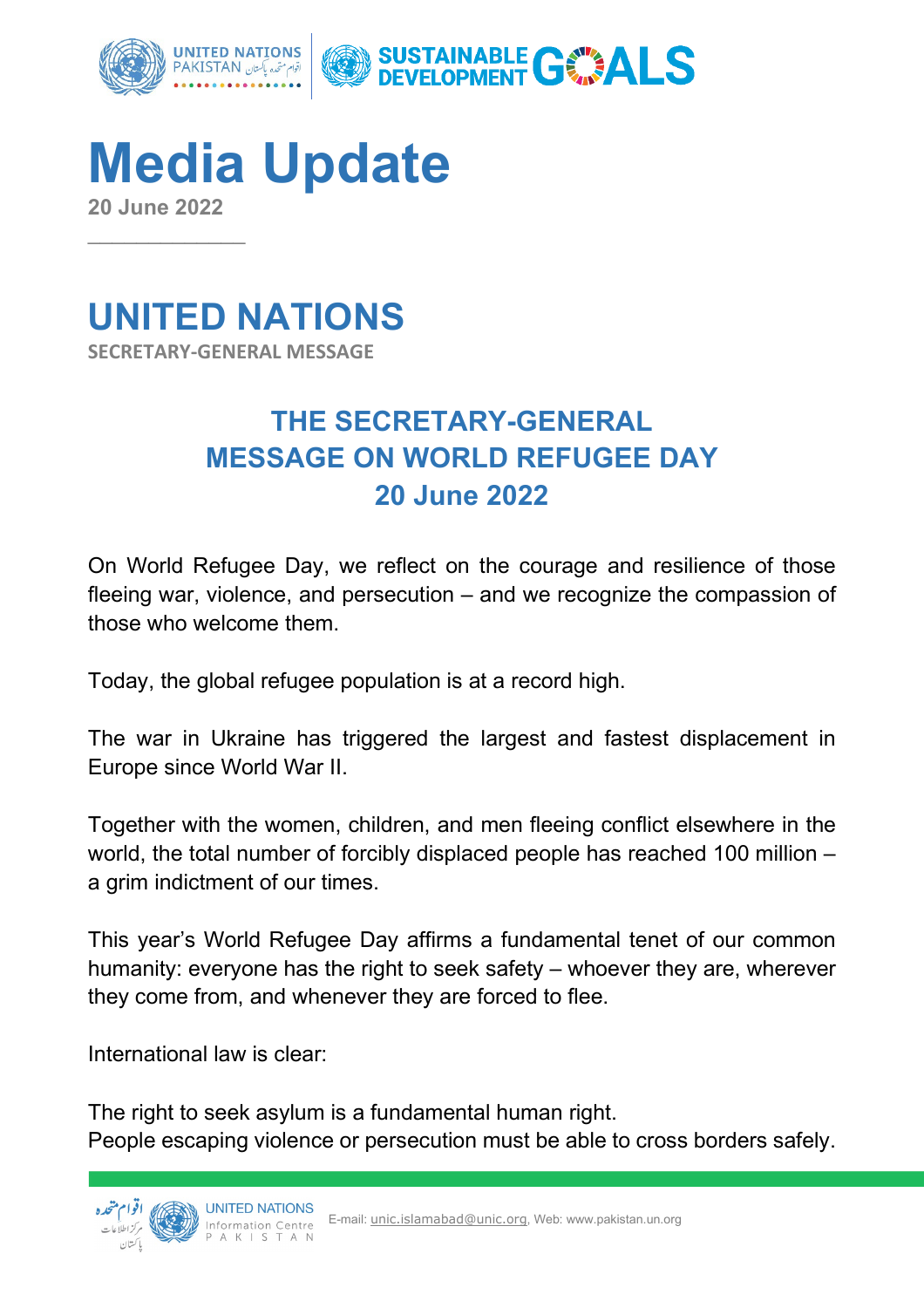# Media Update

**20 June 2022**

## UNITED NATIONS

**SECRETARY-GENERAL MESSAGE**

### THE SECRETARY-GENERAL MESSAGE ON WORLD REFUGEE DAY 20 June 2022

On World Refugee Day, we reflect on the courage and resilience of those fleeing war, violence, and persecution – and we recognize the compassion of those who welcome them.

Today, the global refugee population is at a record high.

The war in Ukraine has triggered the largest and fastest displacement in Europe since World War II.

Together with the women, children, and men fleeing conflict elsewhere in the world, the total number of forcibly displaced people has reached 100 million – a grim indictment of our times.

This year's World Refugee Day affirms a fundamental tenet of our common humanity: everyone has the right to seek safety – whoever they are, wherever they come from, and whenever they are forced to flee.

International law is clear:

The right to seek asylum is a fundamental human right.
People escaping violence or persecution must be able to cross borders safely.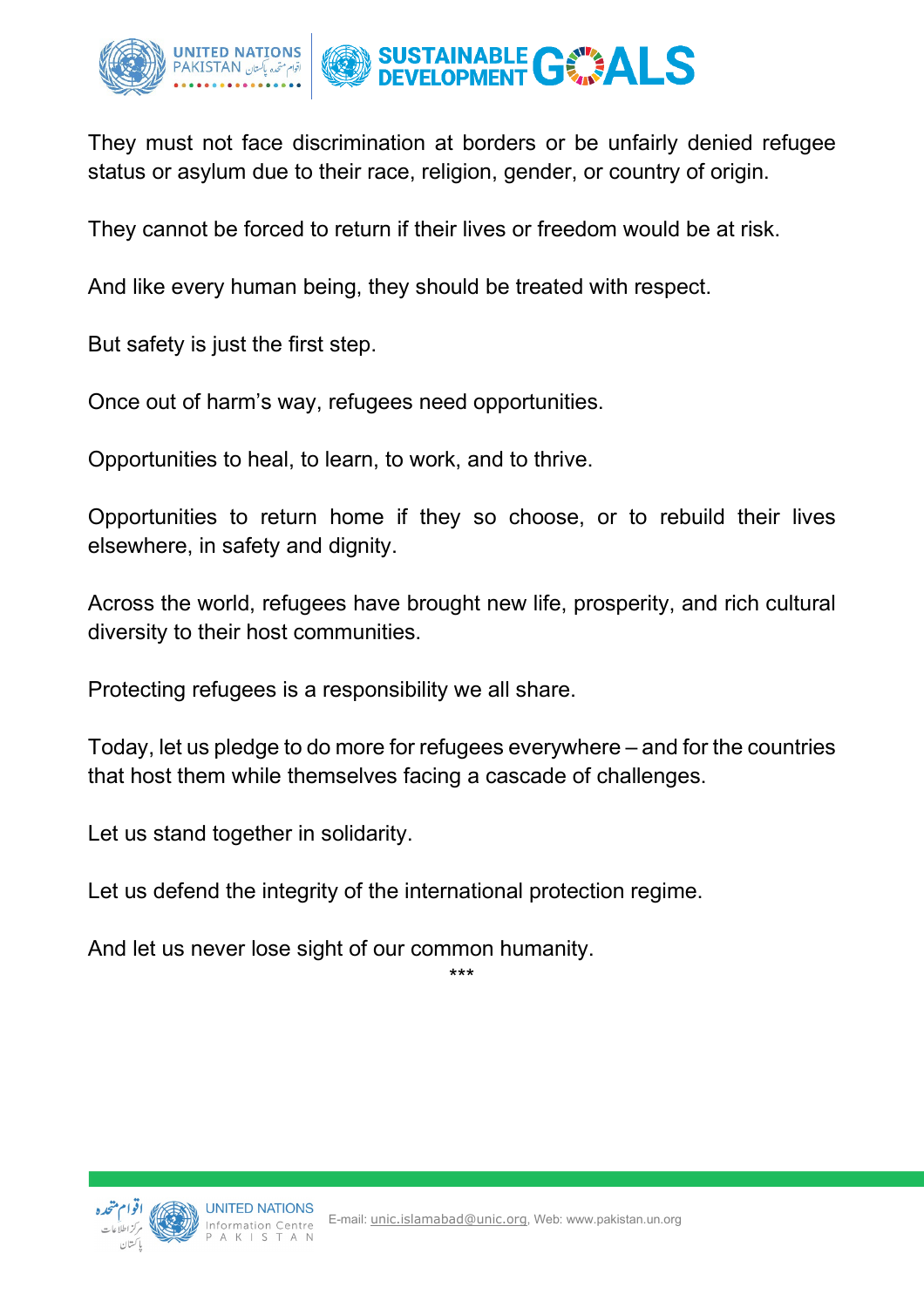They must not face discrimination at borders or be unfairly denied refugee status or asylum due to their race, religion, gender, or country of origin.

They cannot be forced to return if their lives or freedom would be at risk.

And like every human being, they should be treated with respect.

But safety is just the first step.

Once out of harm's way, refugees need opportunities.

Opportunities to heal, to learn, to work, and to thrive.

Opportunities to return home if they so choose, or to rebuild their lives elsewhere, in safety and dignity.

Across the world, refugees have brought new life, prosperity, and rich cultural diversity to their host communities.

Protecting refugees is a responsibility we all share.

Today, let us pledge to do more for refugees everywhere – and for the countries that host them while themselves facing a cascade of challenges.

Let us stand together in solidarity.

Let us defend the integrity of the international protection regime.

And let us never lose sight of our common humanity.

***